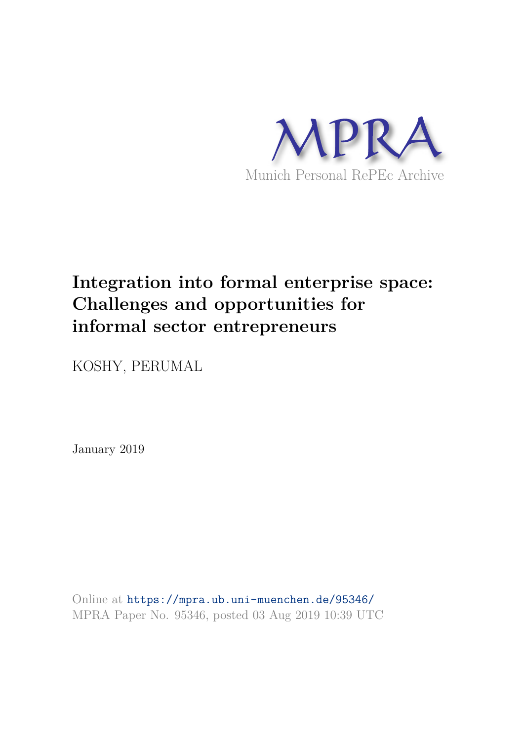MPRA

Munich Personal RePEc Archive

# Integration into formal enterprise space: Challenges and opportunities for informal sector entrepreneurs

KOSHY, PERUMAL

January 2019

Online at https://mpra.ub.uni-muenchen.de/95346/
MPRA Paper No. 95346, posted 03 Aug 2019 10:39 UTC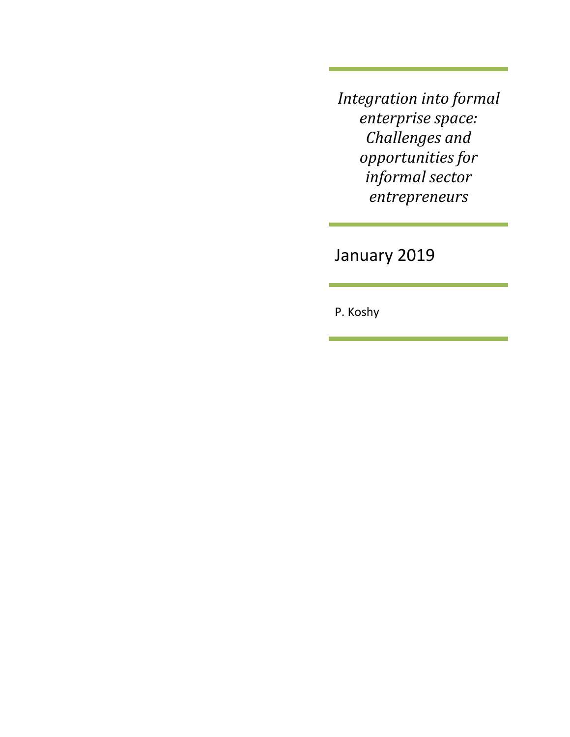*Integration into formal enterprise space: Challenges and opportunities for informal sector entrepreneurs*

January 2019

P. Koshy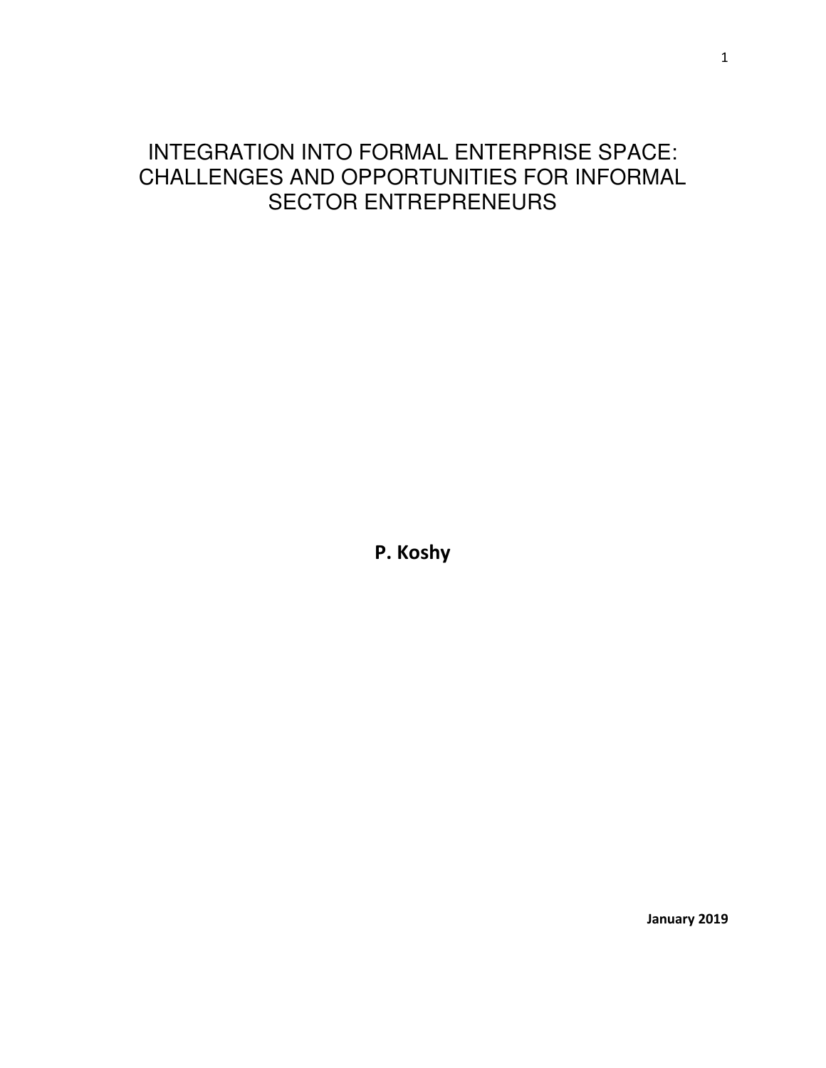# INTEGRATION INTO FORMAL ENTERPRISE SPACE: CHALLENGES AND OPPORTUNITIES FOR INFORMAL SECTOR ENTREPRENEURS

**P. Koshy**

**January 2019**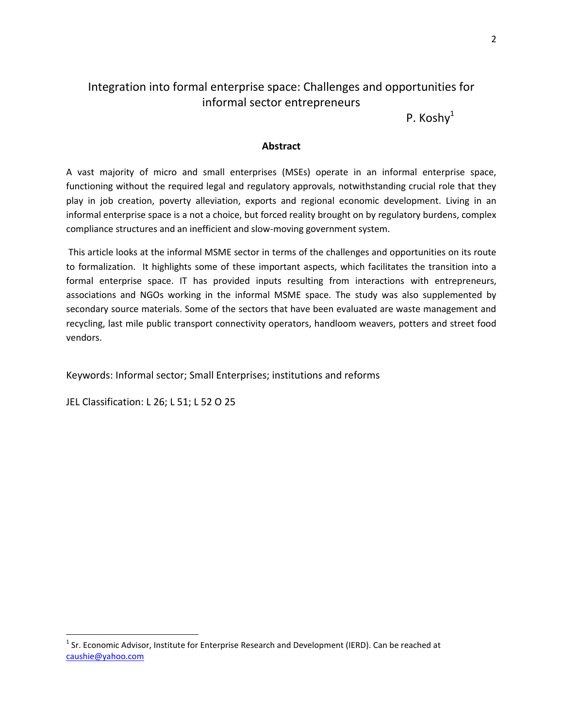# Integration into formal enterprise space: Challenges and opportunities for informal sector entrepreneurs

P. Koshy[1]

## Abstract

A vast majority of micro and small enterprises (MSEs) operate in an informal enterprise space, functioning without the required legal and regulatory approvals, notwithstanding crucial role that they play in job creation, poverty alleviation, exports and regional economic development. Living in an informal enterprise space is a not a choice, but forced reality brought on by regulatory burdens, complex compliance structures and an inefficient and slow-moving government system.

This article looks at the informal MSME sector in terms of the challenges and opportunities on its route to formalization. It highlights some of these important aspects, which facilitates the transition into a formal enterprise space. IT has provided inputs resulting from interactions with entrepreneurs, associations and NGOs working in the informal MSME space. The study was also supplemented by secondary source materials. Some of the sectors that have been evaluated are waste management and recycling, last mile public transport connectivity operators, handloom weavers, potters and street food vendors.

Keywords: Informal sector; Small Enterprises; institutions and reforms

JEL Classification: L 26; L 51; L 52 O 25

[1] Sr. Economic Advisor, Institute for Enterprise Research and Development (IERD). Can be reached at caushie@yahoo.com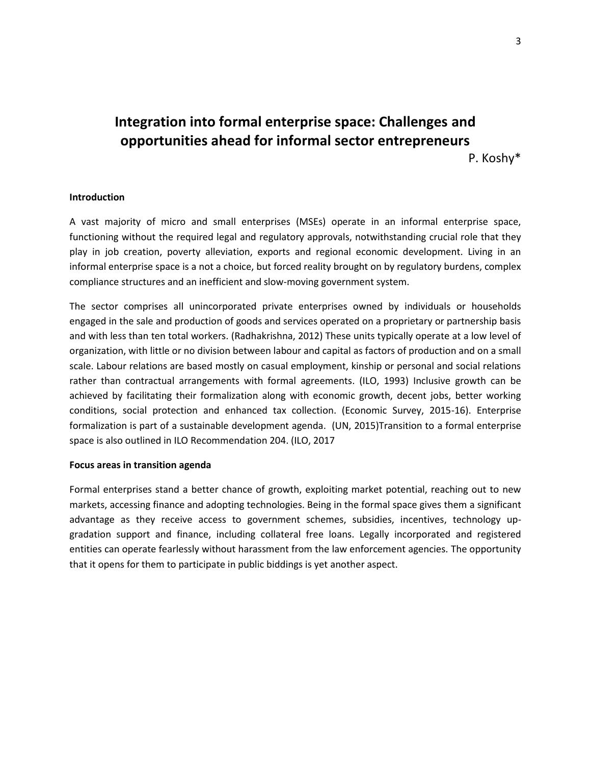# Integration into formal enterprise space: Challenges and opportunities ahead for informal sector entrepreneurs

P. Koshy*

**Introduction**

A vast majority of micro and small enterprises (MSEs) operate in an informal enterprise space, functioning without the required legal and regulatory approvals, notwithstanding crucial role that they play in job creation, poverty alleviation, exports and regional economic development. Living in an informal enterprise space is a not a choice, but forced reality brought on by regulatory burdens, complex compliance structures and an inefficient and slow-moving government system.

The sector comprises all unincorporated private enterprises owned by individuals or households engaged in the sale and production of goods and services operated on a proprietary or partnership basis and with less than ten total workers. (Radhakrishna, 2012) These units typically operate at a low level of organization, with little or no division between labour and capital as factors of production and on a small scale. Labour relations are based mostly on casual employment, kinship or personal and social relations rather than contractual arrangements with formal agreements. (ILO, 1993) Inclusive growth can be achieved by facilitating their formalization along with economic growth, decent jobs, better working conditions, social protection and enhanced tax collection. (Economic Survey, 2015-16). Enterprise formalization is part of a sustainable development agenda. (UN, 2015)Transition to a formal enterprise space is also outlined in ILO Recommendation 204. (ILO, 2017

**Focus areas in transition agenda**

Formal enterprises stand a better chance of growth, exploiting market potential, reaching out to new markets, accessing finance and adopting technologies. Being in the formal space gives them a significant advantage as they receive access to government schemes, subsidies, incentives, technology up-gradation support and finance, including collateral free loans. Legally incorporated and registered entities can operate fearlessly without harassment from the law enforcement agencies. The opportunity that it opens for them to participate in public biddings is yet another aspect.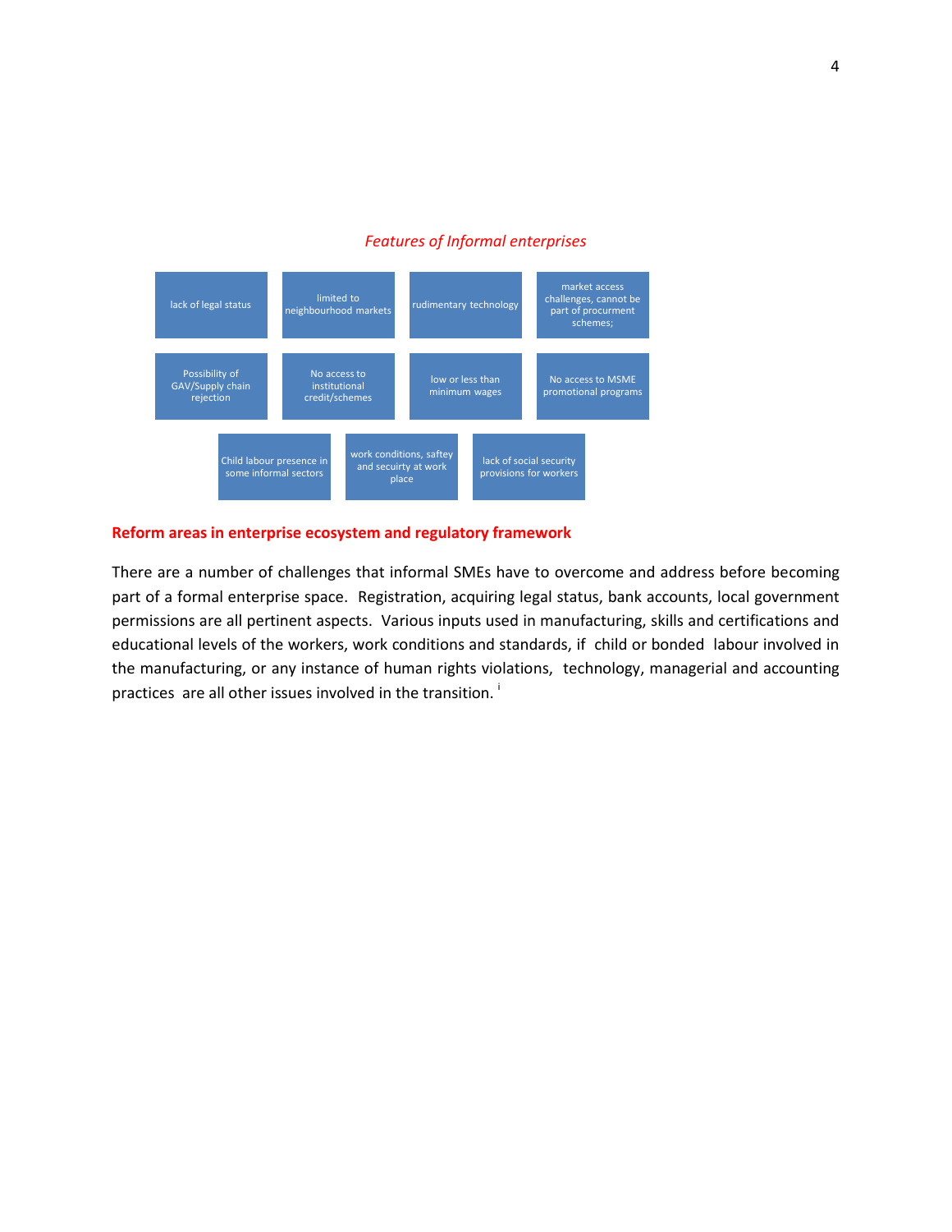*Features of Informal enterprises*

- lack of legal status
- limited to neighbourhood markets
- rudimentary technology
- market access challenges, cannot be part of procurment schemes;
- Possibility of GAV/Supply chain rejection
- No access to institutional credit/schemes
- low or less than minimum wages
- No access to MSME promotional programs
- Child labour presence in some informal sectors
- work conditions, saftey and secuirty at work place
- lack of social security provisions for workers

## Reform areas in enterprise ecosystem and regulatory framework

There are a number of challenges that informal SMEs have to overcome and address before becoming part of a formal enterprise space. Registration, acquiring legal status, bank accounts, local government permissions are all pertinent aspects. Various inputs used in manufacturing, skills and certifications and educational levels of the workers, work conditions and standards, if child or bonded labour involved in the manufacturing, or any instance of human rights violations, technology, managerial and accounting practices are all other issues involved in the transition. [i]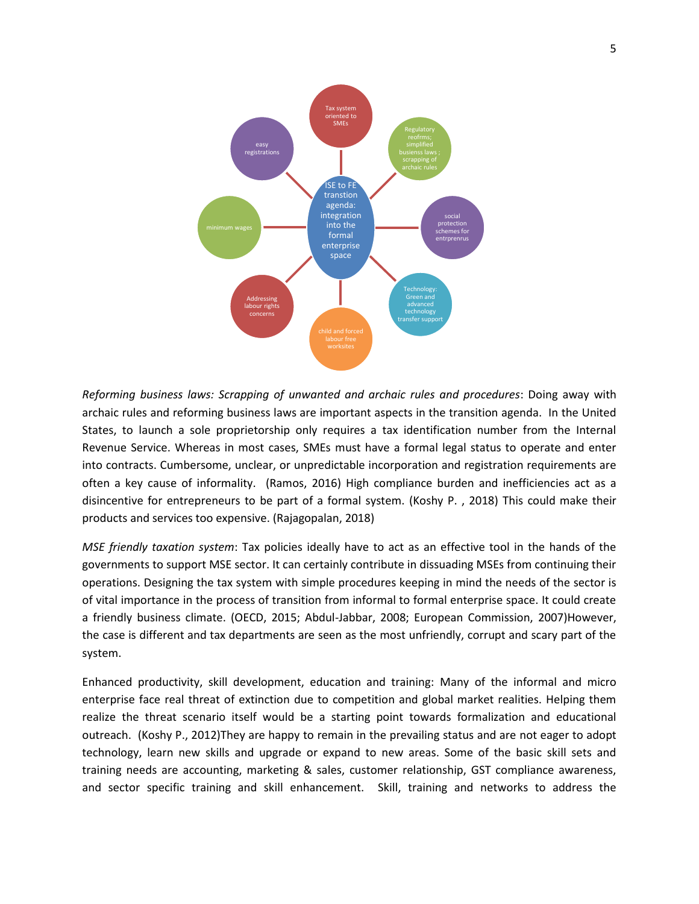- ISE to FE transtion agenda: integration into the formal enterprise space
  - Tax system oriented to SMEs
  - Regulatory reofrms; simplified busienss laws ; scrapping of archaic rules
  - social protection schemes for entrprenrus
  - Technology: Green and advanced technology transfer support
  - child and forced labour free worksites
  - Addressing labour rights concerns
  - minimum wages
  - easy registrations

*Reforming business laws: Scrapping of unwanted and archaic rules and procedures*: Doing away with archaic rules and reforming business laws are important aspects in the transition agenda. In the United States, to launch a sole proprietorship only requires a tax identification number from the Internal Revenue Service. Whereas in most cases, SMEs must have a formal legal status to operate and enter into contracts. Cumbersome, unclear, or unpredictable incorporation and registration requirements are often a key cause of informality. (Ramos, 2016) High compliance burden and inefficiencies act as a disincentive for entrepreneurs to be part of a formal system. (Koshy P. , 2018) This could make their products and services too expensive. (Rajagopalan, 2018)

*MSE friendly taxation system*: Tax policies ideally have to act as an effective tool in the hands of the governments to support MSE sector. It can certainly contribute in dissuading MSEs from continuing their operations. Designing the tax system with simple procedures keeping in mind the needs of the sector is of vital importance in the process of transition from informal to formal enterprise space. It could create a friendly business climate. (OECD, 2015; Abdul-Jabbar, 2008; European Commission, 2007)However, the case is different and tax departments are seen as the most unfriendly, corrupt and scary part of the system.

Enhanced productivity, skill development, education and training: Many of the informal and micro enterprise face real threat of extinction due to competition and global market realities. Helping them realize the threat scenario itself would be a starting point towards formalization and educational outreach. (Koshy P., 2012)They are happy to remain in the prevailing status and are not eager to adopt technology, learn new skills and upgrade or expand to new areas. Some of the basic skill sets and training needs are accounting, marketing & sales, customer relationship, GST compliance awareness, and sector specific training and skill enhancement. Skill, training and networks to address the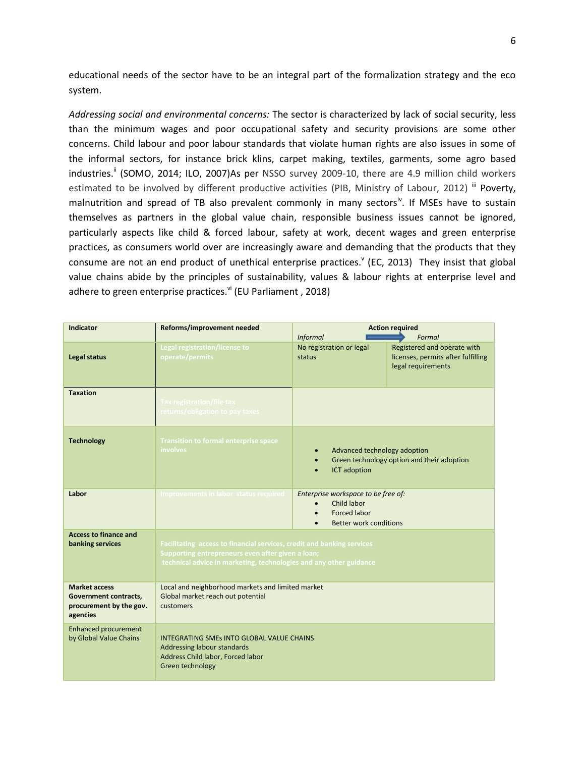educational needs of the sector have to be an integral part of the formalization strategy and the eco system.

*Addressing social and environmental concerns:* The sector is characterized by lack of social security, less than the minimum wages and poor occupational safety and security provisions are some other concerns. Child labour and poor labour standards that violate human rights are also issues in some of the informal sectors, for instance brick klins, carpet making, textiles, garments, some agro based industries.[ii] (SOMO, 2014; ILO, 2007)As per NSSO survey 2009-10, there are 4.9 million child workers estimated to be involved by different productive activities (PIB, Ministry of Labour, 2012) [iii] Poverty, malnutrition and spread of TB also prevalent commonly in many sectors[iv]. If MSEs have to sustain themselves as partners in the global value chain, responsible business issues cannot be ignored, particularly aspects like child & forced labour, safety at work, decent wages and green enterprise practices, as consumers world over are increasingly aware and demanding that the products that they consume are not an end product of unethical enterprise practices.[v] (EC, 2013) They insist that global value chains abide by the principles of sustainability, values & labour rights at enterprise level and adhere to green enterprise practices.[vi] (EU Parliament , 2018)

| **Indicator** | **Reforms/improvement needed** | **Action required**<br>*Informal* → | *Formal* |
|---|---|---|---|
| **Legal status** | Legal registration/license to operate/permits | No registration or legal status | Registered and operate with licenses, permits after fulfilling legal requirements |
| **Taxation** | Tax registration/file tax returns/obligation to pay taxes | | |
| **Technology** | Transition to formal enterprise space involves | • Advanced technology adoption<br>• Green technology option and their adoption<br>• ICT adoption | |
| **Labor** | Improvements in labor status required | *Enterprise workspace to be free of:*<br>• Child labor<br>• Forced labor<br>• Better work conditions | |
| **Access to finance and banking services** | Facilitating access to financial services, credit and banking services<br>Supporting entrepreneurs even after given a loan;<br>technical advice in marketing, technologies and any other guidance | | |
| **Market access**<br>**Government contracts, procurement by the gov. agencies** | Local and neighborhood markets and limited market<br>Global market reach out potential<br>customers | | |
| Enhanced procurement by Global Value Chains | INTEGRATING SMEs INTO GLOBAL VALUE CHAINS<br>Addressing labour standards<br>Address Child labor, Forced labor<br>Green technology | | |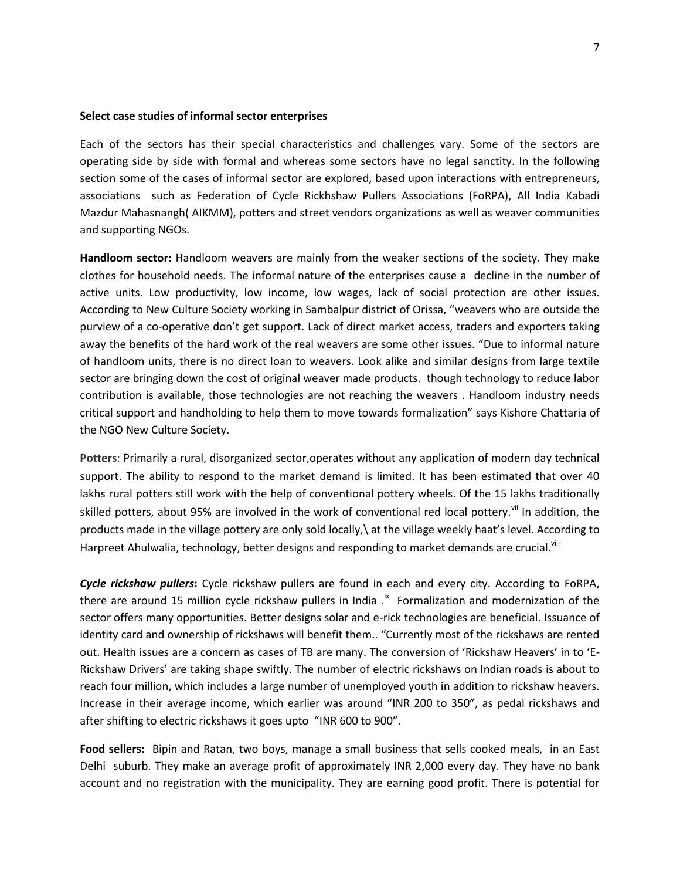**Select case studies of informal sector enterprises**

Each of the sectors has their special characteristics and challenges vary. Some of the sectors are operating side by side with formal and whereas some sectors have no legal sanctity. In the following section some of the cases of informal sector are explored, based upon interactions with entrepreneurs, associations such as Federation of Cycle Rickhshaw Pullers Associations (FoRPA), All India Kabadi Mazdur Mahasnangh( AIKMM), potters and street vendors organizations as well as weaver communities and supporting NGOs.

**Handloom sector:** Handloom weavers are mainly from the weaker sections of the society. They make clothes for household needs. The informal nature of the enterprises cause a decline in the number of active units. Low productivity, low income, low wages, lack of social protection are other issues. According to New Culture Society working in Sambalpur district of Orissa, "weavers who are outside the purview of a co-operative don't get support. Lack of direct market access, traders and exporters taking away the benefits of the hard work of the real weavers are some other issues. "Due to informal nature of handloom units, there is no direct loan to weavers. Look alike and similar designs from large textile sector are bringing down the cost of original weaver made products. though technology to reduce labor contribution is available, those technologies are not reaching the weavers . Handloom industry needs critical support and handholding to help them to move towards formalization" says Kishore Chattaria of the NGO New Culture Society.

**Potters**: Primarily a rural, disorganized sector,operates without any application of modern day technical support. The ability to respond to the market demand is limited. It has been estimated that over 40 lakhs rural potters still work with the help of conventional pottery wheels. Of the 15 lakhs traditionally skilled potters, about 95% are involved in the work of conventional red local pottery.[vii] In addition, the products made in the village pottery are only sold locally,\ at the village weekly haat's level. According to Harpreet Ahulwalia, technology, better designs and responding to market demands are crucial.[viii]

***Cycle rickshaw pullers*:** Cycle rickshaw pullers are found in each and every city. According to FoRPA, there are around 15 million cycle rickshaw pullers in India .[ix] Formalization and modernization of the sector offers many opportunities. Better designs solar and e-rick technologies are beneficial. Issuance of identity card and ownership of rickshaws will benefit them.. "Currently most of the rickshaws are rented out. Health issues are a concern as cases of TB are many. The conversion of 'Rickshaw Heavers' in to 'E-Rickshaw Drivers' are taking shape swiftly. The number of electric rickshaws on Indian roads is about to reach four million, which includes a large number of unemployed youth in addition to rickshaw heavers. Increase in their average income, which earlier was around "INR 200 to 350", as pedal rickshaws and after shifting to electric rickshaws it goes upto "INR 600 to 900".

**Food sellers:** Bipin and Ratan, two boys, manage a small business that sells cooked meals, in an East Delhi suburb. They make an average profit of approximately INR 2,000 every day. They have no bank account and no registration with the municipality. They are earning good profit. There is potential for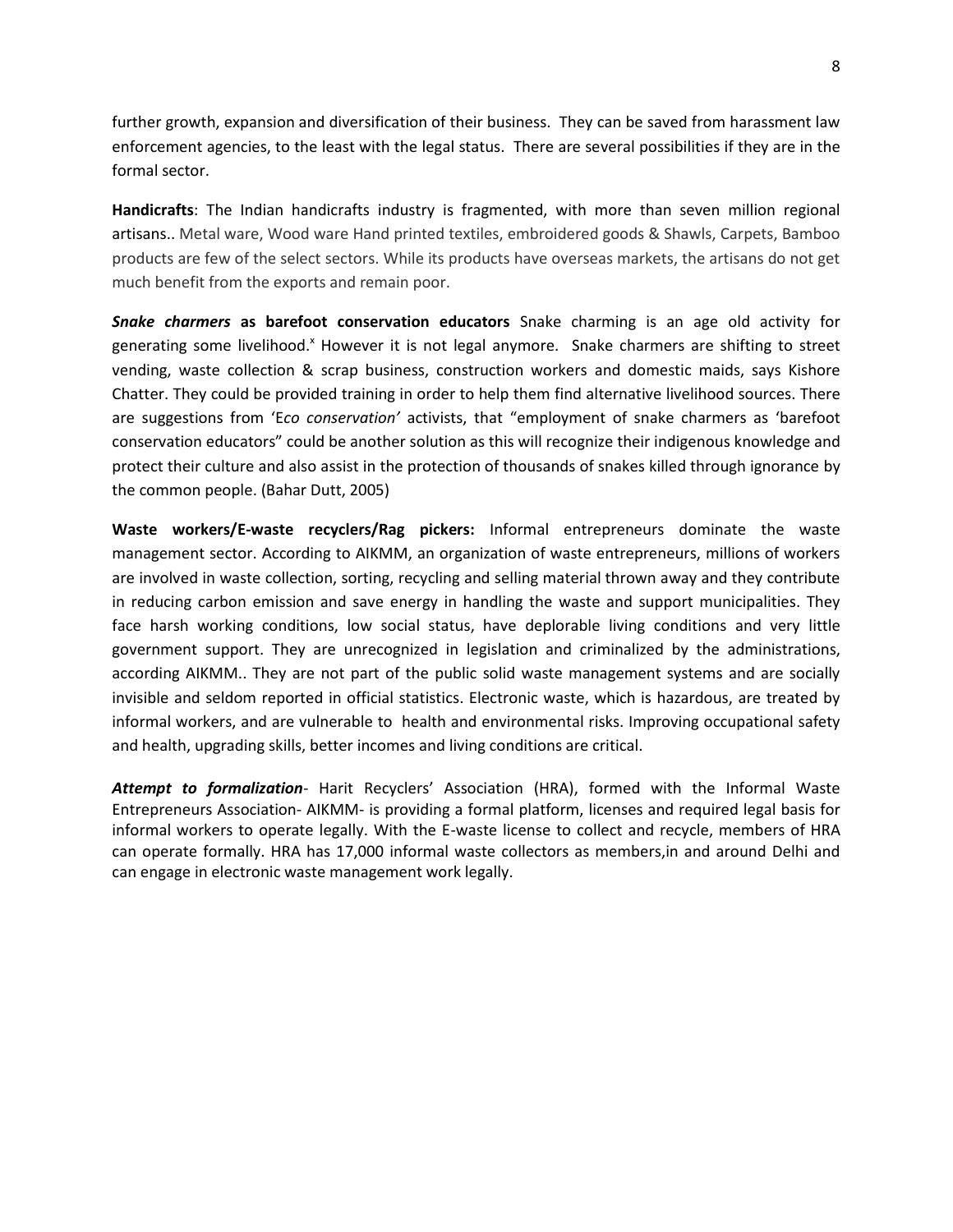further growth, expansion and diversification of their business. They can be saved from harassment law enforcement agencies, to the least with the legal status. There are several possibilities if they are in the formal sector.

**Handicrafts**: The Indian handicrafts industry is fragmented, with more than seven million regional artisans.. Metal ware, Wood ware Hand printed textiles, embroidered goods & Shawls, Carpets, Bamboo products are few of the select sectors. While its products have overseas markets, the artisans do not get much benefit from the exports and remain poor.

***Snake charmers*** **as barefoot conservation educators** Snake charming is an age old activity for generating some livelihood.[x] However it is not legal anymore. Snake charmers are shifting to street vending, waste collection & scrap business, construction workers and domestic maids, says Kishore Chatter. They could be provided training in order to help them find alternative livelihood sources. There are suggestions from 'E*co conservation'* activists, that "employment of snake charmers as 'barefoot conservation educators" could be another solution as this will recognize their indigenous knowledge and protect their culture and also assist in the protection of thousands of snakes killed through ignorance by the common people. (Bahar Dutt, 2005)

**Waste workers/E-waste recyclers/Rag pickers:** Informal entrepreneurs dominate the waste management sector. According to AIKMM, an organization of waste entrepreneurs, millions of workers are involved in waste collection, sorting, recycling and selling material thrown away and they contribute in reducing carbon emission and save energy in handling the waste and support municipalities. They face harsh working conditions, low social status, have deplorable living conditions and very little government support. They are unrecognized in legislation and criminalized by the administrations, according AIKMM.. They are not part of the public solid waste management systems and are socially invisible and seldom reported in official statistics. Electronic waste, which is hazardous, are treated by informal workers, and are vulnerable to health and environmental risks. Improving occupational safety and health, upgrading skills, better incomes and living conditions are critical.

***Attempt to formalization***- Harit Recyclers' Association (HRA), formed with the Informal Waste Entrepreneurs Association- AIKMM- is providing a formal platform, licenses and required legal basis for informal workers to operate legally. With the E-waste license to collect and recycle, members of HRA can operate formally. HRA has 17,000 informal waste collectors as members,in and around Delhi and can engage in electronic waste management work legally.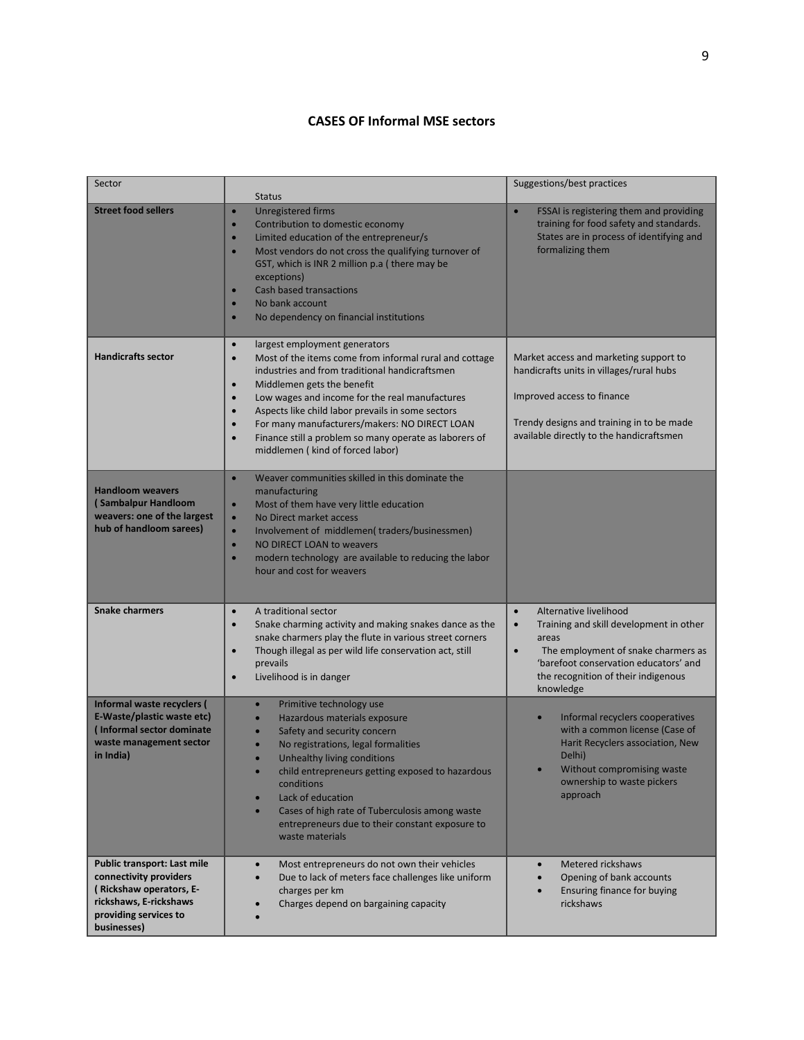## CASES OF Informal MSE sectors

| Sector | Status | Suggestions/best practices |
|---|---|---|
| **Street food sellers** | • Unregistered firms<br>• Contribution to domestic economy<br>• Limited education of the entrepreneur/s<br>• Most vendors do not cross the qualifying turnover of GST, which is INR 2 million p.a ( there may be exceptions)<br>• Cash based transactions<br>• No bank account<br>• No dependency on financial institutions | • FSSAI is registering them and providing training for food safety and standards. States are in process of identifying and formalizing them |
| **Handicrafts sector** | • largest employment generators<br>• Most of the items come from informal rural and cottage industries and from traditional handicraftsmen<br>• Middlemen gets the benefit<br>• Low wages and income for the real manufactures<br>• Aspects like child labor prevails in some sectors<br>• For many manufacturers/makers: NO DIRECT LOAN<br>• Finance still a problem so many operate as laborers of middlemen ( kind of forced labor) | Market access and marketing support to handicrafts units in villages/rural hubs<br><br>Improved access to finance<br><br>Trendy designs and training in to be made available directly to the handicraftsmen |
| **Handloom weavers ( Sambalpur Handloom weavers: one of the largest hub of handloom sarees)** | • Weaver communities skilled in this dominate the manufacturing<br>• Most of them have very little education<br>• No Direct market access<br>• Involvement of middlemen( traders/businessmen)<br>• NO DIRECT LOAN to weavers<br>• modern technology are available to reducing the labor hour and cost for weavers | |
| **Snake charmers** | • A traditional sector<br>• Snake charming activity and making snakes dance as the snake charmers play the flute in various street corners<br>• Though illegal as per wild life conservation act, still prevails<br>• Livelihood is in danger | • Alternative livelihood<br>• Training and skill development in other areas<br>• The employment of snake charmers as 'barefoot conservation educators' and the recognition of their indigenous knowledge |
| **Informal waste recyclers ( E-Waste/plastic waste etc) ( Informal sector dominate waste management sector in India)** | • Primitive technology use<br>• Hazardous materials exposure<br>• Safety and security concern<br>• No registrations, legal formalities<br>• Unhealthy living conditions<br>• child entrepreneurs getting exposed to hazardous conditions<br>• Lack of education<br>• Cases of high rate of Tuberculosis among waste entrepreneurs due to their constant exposure to waste materials | • Informal recyclers cooperatives with a common license (Case of Harit Recyclers association, New Delhi)<br>• Without compromising waste ownership to waste pickers approach |
| **Public transport: Last mile connectivity providers ( Rickshaw operators, E-rickshaws, E-rickshaws providing services to businesses)** | • Most entrepreneurs do not own their vehicles<br>• Due to lack of meters face challenges like uniform charges per km<br>• Charges depend on bargaining capacity<br>• | • Metered rickshaws<br>• Opening of bank accounts<br>• Ensuring finance for buying rickshaws |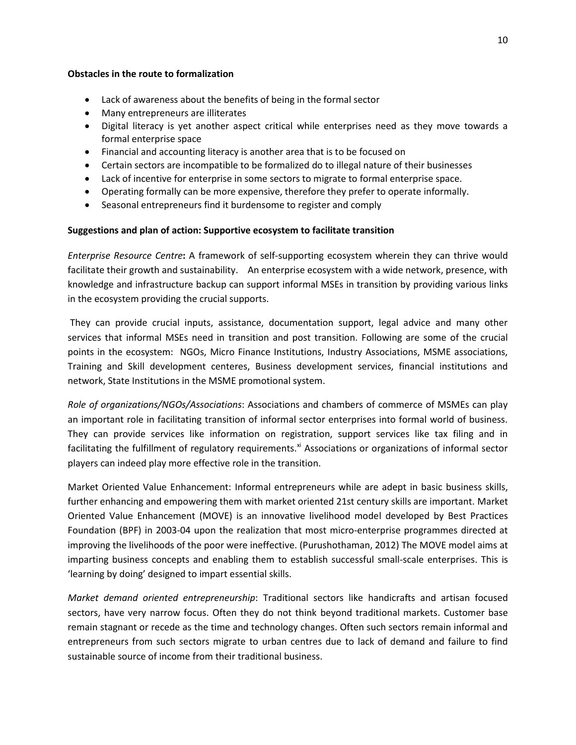**Obstacles in the route to formalization**

- Lack of awareness about the benefits of being in the formal sector
- Many entrepreneurs are illiterates
- Digital literacy is yet another aspect critical while enterprises need as they move towards a formal enterprise space
- Financial and accounting literacy is another area that is to be focused on
- Certain sectors are incompatible to be formalized do to illegal nature of their businesses
- Lack of incentive for enterprise in some sectors to migrate to formal enterprise space.
- Operating formally can be more expensive, therefore they prefer to operate informally.
- Seasonal entrepreneurs find it burdensome to register and comply

**Suggestions and plan of action: Supportive ecosystem to facilitate transition**

*Enterprise Resource Centre***:** A framework of self-supporting ecosystem wherein they can thrive would facilitate their growth and sustainability. An enterprise ecosystem with a wide network, presence, with knowledge and infrastructure backup can support informal MSEs in transition by providing various links in the ecosystem providing the crucial supports.

They can provide crucial inputs, assistance, documentation support, legal advice and many other services that informal MSEs need in transition and post transition. Following are some of the crucial points in the ecosystem: NGOs, Micro Finance Institutions, Industry Associations, MSME associations, Training and Skill development centeres, Business development services, financial institutions and network, State Institutions in the MSME promotional system.

*Role of organizations/NGOs/Associations*: Associations and chambers of commerce of MSMEs can play an important role in facilitating transition of informal sector enterprises into formal world of business. They can provide services like information on registration, support services like tax filing and in facilitating the fulfillment of regulatory requirements.[xi] Associations or organizations of informal sector players can indeed play more effective role in the transition.

Market Oriented Value Enhancement: Informal entrepreneurs while are adept in basic business skills, further enhancing and empowering them with market oriented 21st century skills are important. Market Oriented Value Enhancement (MOVE) is an innovative livelihood model developed by Best Practices Foundation (BPF) in 2003-04 upon the realization that most micro-enterprise programmes directed at improving the livelihoods of the poor were ineffective. (Purushothaman, 2012) The MOVE model aims at imparting business concepts and enabling them to establish successful small-scale enterprises. This is 'learning by doing' designed to impart essential skills.

*Market demand oriented entrepreneurship*: Traditional sectors like handicrafts and artisan focused sectors, have very narrow focus. Often they do not think beyond traditional markets. Customer base remain stagnant or recede as the time and technology changes. Often such sectors remain informal and entrepreneurs from such sectors migrate to urban centres due to lack of demand and failure to find sustainable source of income from their traditional business.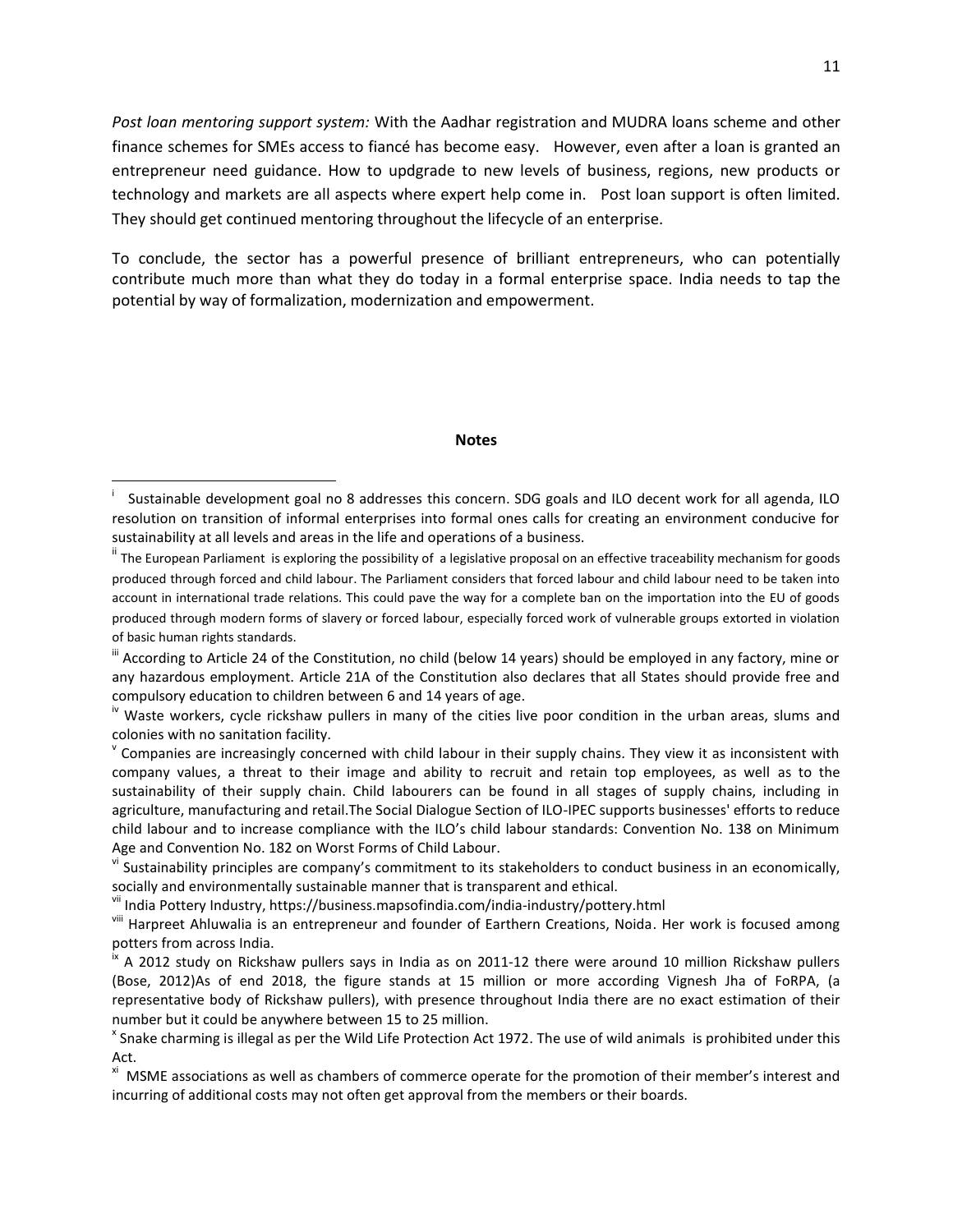*Post loan mentoring support system:* With the Aadhar registration and MUDRA loans scheme and other finance schemes for SMEs access to fiancé has become easy. However, even after a loan is granted an entrepreneur need guidance. How to updgrade to new levels of business, regions, new products or technology and markets are all aspects where expert help come in. Post loan support is often limited. They should get continued mentoring throughout the lifecycle of an enterprise.

To conclude, the sector has a powerful presence of brilliant entrepreneurs, who can potentially contribute much more than what they do today in a formal enterprise space. India needs to tap the potential by way of formalization, modernization and empowerment.

**Notes**

[i] Sustainable development goal no 8 addresses this concern. SDG goals and ILO decent work for all agenda, ILO resolution on transition of informal enterprises into formal ones calls for creating an environment conducive for sustainability at all levels and areas in the life and operations of a business.

[ii] The European Parliament is exploring the possibility of a legislative proposal on an effective traceability mechanism for goods produced through forced and child labour. The Parliament considers that forced labour and child labour need to be taken into account in international trade relations. This could pave the way for a complete ban on the importation into the EU of goods produced through modern forms of slavery or forced labour, especially forced work of vulnerable groups extorted in violation of basic human rights standards.

[iii] According to Article 24 of the Constitution, no child (below 14 years) should be employed in any factory, mine or any hazardous employment. Article 21A of the Constitution also declares that all States should provide free and compulsory education to children between 6 and 14 years of age.

[iv] Waste workers, cycle rickshaw pullers in many of the cities live poor condition in the urban areas, slums and colonies with no sanitation facility.

[v] Companies are increasingly concerned with child labour in their supply chains. They view it as inconsistent with company values, a threat to their image and ability to recruit and retain top employees, as well as to the sustainability of their supply chain. Child labourers can be found in all stages of supply chains, including in agriculture, manufacturing and retail.The Social Dialogue Section of ILO-IPEC supports businesses' efforts to reduce child labour and to increase compliance with the ILO's child labour standards: Convention No. 138 on Minimum Age and Convention No. 182 on Worst Forms of Child Labour.

[vi] Sustainability principles are company's commitment to its stakeholders to conduct business in an economically, socially and environmentally sustainable manner that is transparent and ethical.

[vii] India Pottery Industry, https://business.mapsofindia.com/india-industry/pottery.html

[viii] Harpreet Ahluwalia is an entrepreneur and founder of Earthern Creations, Noida. Her work is focused among potters from across India.

[ix] A 2012 study on Rickshaw pullers says in India as on 2011-12 there were around 10 million Rickshaw pullers (Bose, 2012)As of end 2018, the figure stands at 15 million or more according Vignesh Jha of FoRPA, (a representative body of Rickshaw pullers), with presence throughout India there are no exact estimation of their number but it could be anywhere between 15 to 25 million.

[x] Snake charming is illegal as per the Wild Life Protection Act 1972. The use of wild animals is prohibited under this Act.

[xi] MSME associations as well as chambers of commerce operate for the promotion of their member's interest and incurring of additional costs may not often get approval from the members or their boards.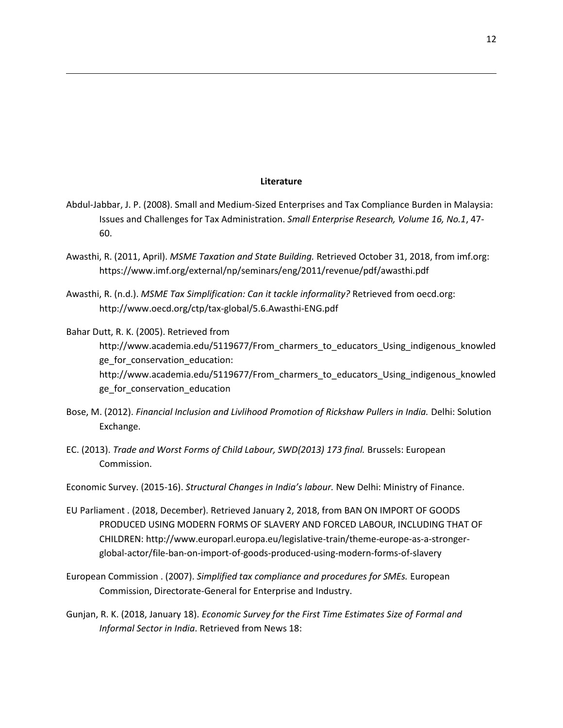## Literature

Abdul-Jabbar, J. P. (2008). Small and Medium-Sized Enterprises and Tax Compliance Burden in Malaysia: Issues and Challenges for Tax Administration. *Small Enterprise Research, Volume 16, No.1*, 47-60.

Awasthi, R. (2011, April). *MSME Taxation and State Building.* Retrieved October 31, 2018, from imf.org: https://www.imf.org/external/np/seminars/eng/2011/revenue/pdf/awasthi.pdf

Awasthi, R. (n.d.). *MSME Tax Simplification: Can it tackle informality?* Retrieved from oecd.org: http://www.oecd.org/ctp/tax-global/5.6.Awasthi-ENG.pdf

Bahar Dutt, R. K. (2005). Retrieved from http://www.academia.edu/5119677/From_charmers_to_educators_Using_indigenous_knowledge_for_conservation_education: http://www.academia.edu/5119677/From_charmers_to_educators_Using_indigenous_knowledge_for_conservation_education

Bose, M. (2012). *Financial Inclusion and Livlihood Promotion of Rickshaw Pullers in India.* Delhi: Solution Exchange.

EC. (2013). *Trade and Worst Forms of Child Labour, SWD(2013) 173 final.* Brussels: European Commission.

Economic Survey. (2015-16). *Structural Changes in India's labour.* New Delhi: Ministry of Finance.

EU Parliament . (2018, December). Retrieved January 2, 2018, from BAN ON IMPORT OF GOODS PRODUCED USING MODERN FORMS OF SLAVERY AND FORCED LABOUR, INCLUDING THAT OF CHILDREN: http://www.europarl.europa.eu/legislative-train/theme-europe-as-a-stronger-global-actor/file-ban-on-import-of-goods-produced-using-modern-forms-of-slavery

European Commission . (2007). *Simplified tax compliance and procedures for SMEs.* European Commission, Directorate-General for Enterprise and Industry.

Gunjan, R. K. (2018, January 18). *Economic Survey for the First Time Estimates Size of Formal and Informal Sector in India*. Retrieved from News 18: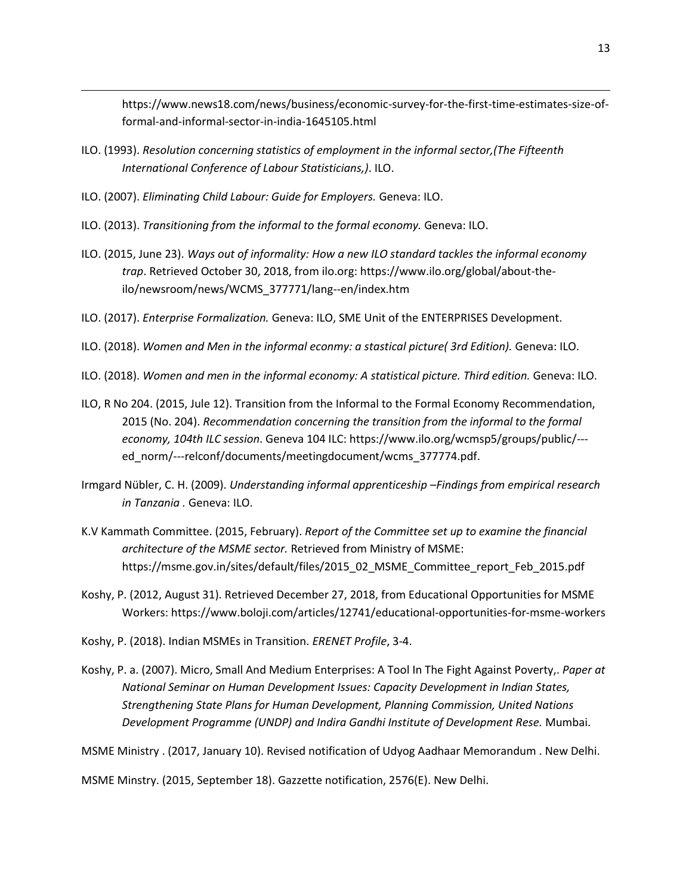https://www.news18.com/news/business/economic-survey-for-the-first-time-estimates-size-of-formal-and-informal-sector-in-india-1645105.html

ILO. (1993). *Resolution concerning statistics of employment in the informal sector,(The Fifteenth International Conference of Labour Statisticians,)*. ILO.

ILO. (2007). *Eliminating Child Labour: Guide for Employers.* Geneva: ILO.

ILO. (2013). *Transitioning from the informal to the formal economy.* Geneva: ILO.

ILO. (2015, June 23). *Ways out of informality: How a new ILO standard tackles the informal economy trap*. Retrieved October 30, 2018, from ilo.org: https://www.ilo.org/global/about-the-ilo/newsroom/news/WCMS_377771/lang--en/index.htm

ILO. (2017). *Enterprise Formalization.* Geneva: ILO, SME Unit of the ENTERPRISES Development.

ILO. (2018). *Women and Men in the informal econmy: a stastical picture( 3rd Edition).* Geneva: ILO.

ILO. (2018). *Women and men in the informal economy: A statistical picture. Third edition.* Geneva: ILO.

ILO, R No 204. (2015, Jule 12). Transition from the Informal to the Formal Economy Recommendation, 2015 (No. 204). *Recommendation concerning the transition from the informal to the formal economy, 104th ILC session*. Geneva 104 ILC: https://www.ilo.org/wcmsp5/groups/public/---ed_norm/---relconf/documents/meetingdocument/wcms_377774.pdf.

Irmgard Nübler, C. H. (2009). *Understanding informal apprenticeship –Findings from empirical research in Tanzania .* Geneva: ILO.

K.V Kammath Committee. (2015, February). *Report of the Committee set up to examine the financial architecture of the MSME sector.* Retrieved from Ministry of MSME: https://msme.gov.in/sites/default/files/2015_02_MSME_Committee_report_Feb_2015.pdf

Koshy, P. (2012, August 31). Retrieved December 27, 2018, from Educational Opportunities for MSME Workers: https://www.boloji.com/articles/12741/educational-opportunities-for-msme-workers

Koshy, P. (2018). Indian MSMEs in Transition. *ERENET Profile*, 3-4.

Koshy, P. a. (2007). Micro, Small And Medium Enterprises: A Tool In The Fight Against Poverty,. *Paper at National Seminar on Human Development Issues: Capacity Development in Indian States, Strengthening State Plans for Human Development, Planning Commission, United Nations Development Programme (UNDP) and Indira Gandhi Institute of Development Rese.* Mumbai.

MSME Ministry . (2017, January 10). Revised notification of Udyog Aadhaar Memorandum . New Delhi.

MSME Minstry. (2015, September 18). Gazzette notification, 2576(E). New Delhi.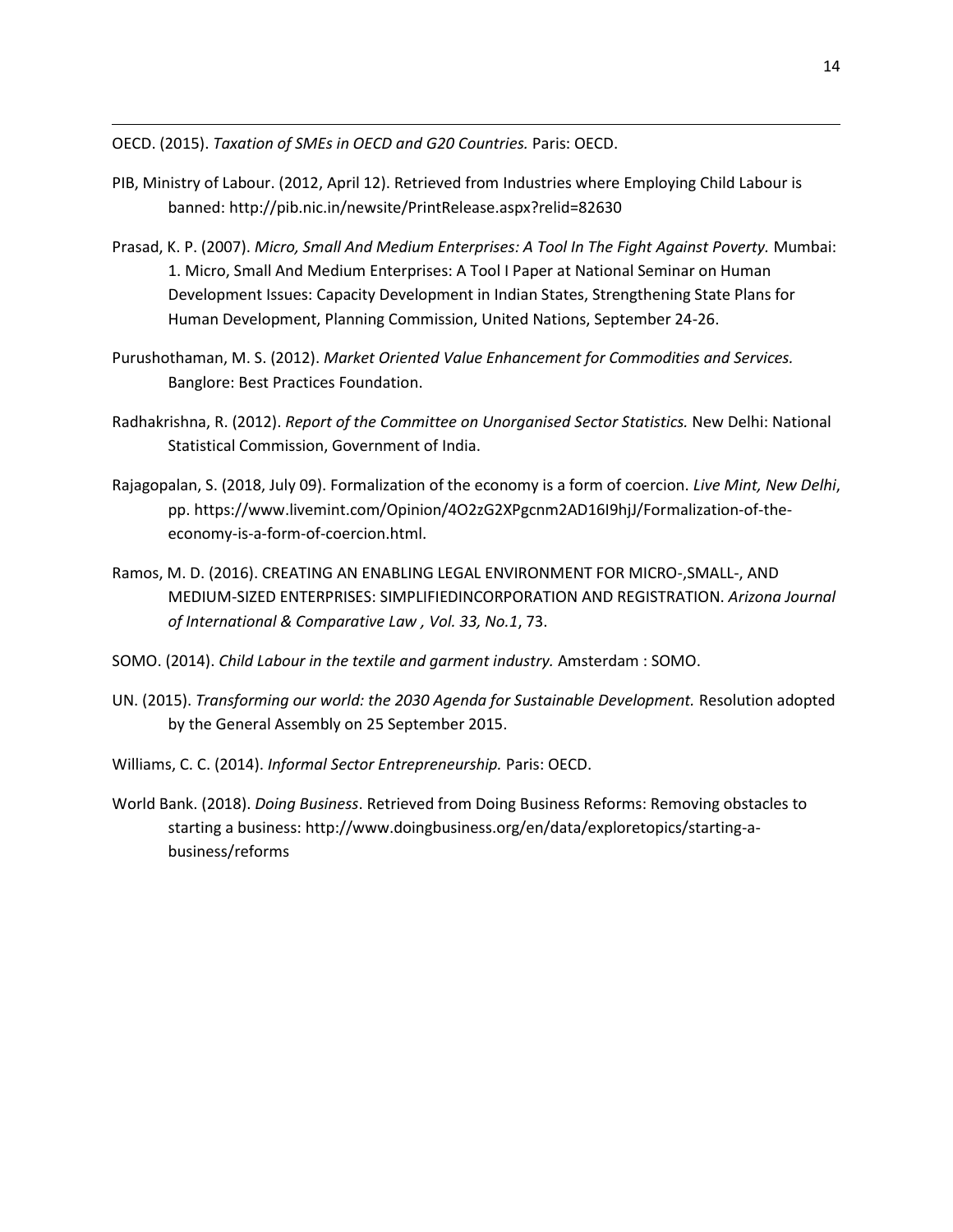OECD. (2015). *Taxation of SMEs in OECD and G20 Countries.* Paris: OECD.

PIB, Ministry of Labour. (2012, April 12). Retrieved from Industries where Employing Child Labour is banned: http://pib.nic.in/newsite/PrintRelease.aspx?relid=82630

Prasad, K. P. (2007). *Micro, Small And Medium Enterprises: A Tool In The Fight Against Poverty.* Mumbai: 1. Micro, Small And Medium Enterprises: A Tool I Paper at National Seminar on Human Development Issues: Capacity Development in Indian States, Strengthening State Plans for Human Development, Planning Commission, United Nations, September 24-26.

Purushothaman, M. S. (2012). *Market Oriented Value Enhancement for Commodities and Services.* Banglore: Best Practices Foundation.

Radhakrishna, R. (2012). *Report of the Committee on Unorganised Sector Statistics.* New Delhi: National Statistical Commission, Government of India.

Rajagopalan, S. (2018, July 09). Formalization of the economy is a form of coercion. *Live Mint, New Delhi*, pp. https://www.livemint.com/Opinion/4O2zG2XPgcnm2AD16I9hjJ/Formalization-of-the-economy-is-a-form-of-coercion.html.

Ramos, M. D. (2016). CREATING AN ENABLING LEGAL ENVIRONMENT FOR MICRO-,SMALL-, AND MEDIUM-SIZED ENTERPRISES: SIMPLIFIEDINCORPORATION AND REGISTRATION. *Arizona Journal of International & Comparative Law , Vol. 33, No.1*, 73.

SOMO. (2014). *Child Labour in the textile and garment industry.* Amsterdam : SOMO.

UN. (2015). *Transforming our world: the 2030 Agenda for Sustainable Development.* Resolution adopted by the General Assembly on 25 September 2015.

Williams, C. C. (2014). *Informal Sector Entrepreneurship.* Paris: OECD.

World Bank. (2018). *Doing Business*. Retrieved from Doing Business Reforms: Removing obstacles to starting a business: http://www.doingbusiness.org/en/data/exploretopics/starting-a-business/reforms